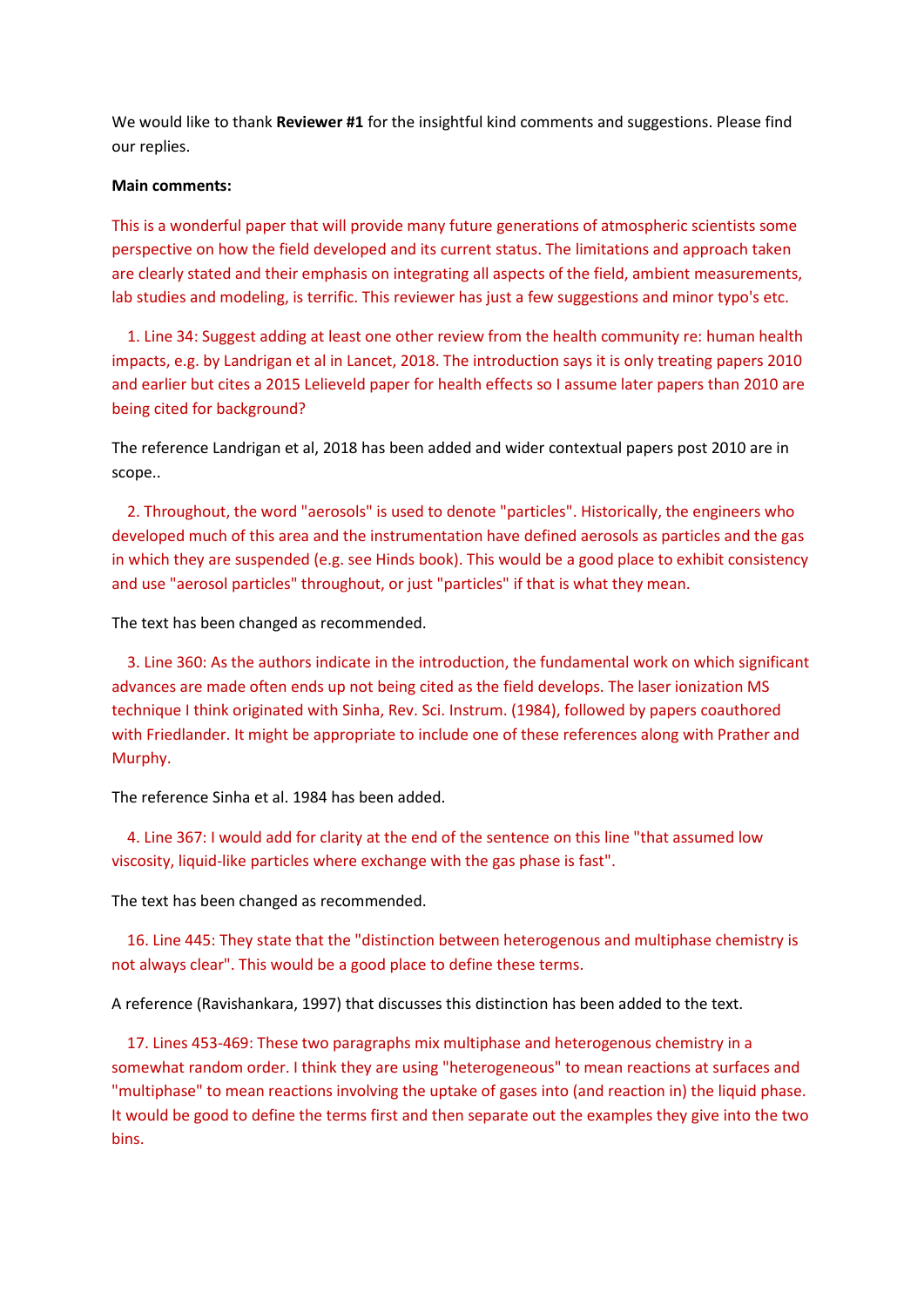We would like to thank **Reviewer #1** for the insightful kind comments and suggestions. Please find our replies.

**Main comments:**

This is a wonderful paper that will provide many future generations of atmospheric scientists some perspective on how the field developed and its current status. The limitations and approach taken are clearly stated and their emphasis on integrating all aspects of the field, ambient measurements, lab studies and modeling, is terrific. This reviewer has just a few suggestions and minor typo's etc.

1. Line 34: Suggest adding at least one other review from the health community re: human health impacts, e.g. by Landrigan et al in Lancet, 2018. The introduction says it is only treating papers 2010 and earlier but cites a 2015 Lelieveld paper for health effects so I assume later papers than 2010 are being cited for background?

The reference Landrigan et al, 2018 has been added and wider contextual papers post 2010 are in scope..

2. Throughout, the word "aerosols" is used to denote "particles". Historically, the engineers who developed much of this area and the instrumentation have defined aerosols as particles and the gas in which they are suspended (e.g. see Hinds book). This would be a good place to exhibit consistency and use "aerosol particles" throughout, or just "particles" if that is what they mean.

The text has been changed as recommended.

3. Line 360: As the authors indicate in the introduction, the fundamental work on which significant advances are made often ends up not being cited as the field develops. The laser ionization MS technique I think originated with Sinha, Rev. Sci. Instrum. (1984), followed by papers coauthored with Friedlander. It might be appropriate to include one of these references along with Prather and Murphy.

The reference Sinha et al. 1984 has been added.

4. Line 367: I would add for clarity at the end of the sentence on this line "that assumed low viscosity, liquid-like particles where exchange with the gas phase is fast".

The text has been changed as recommended.

16. Line 445: They state that the "distinction between heterogenous and multiphase chemistry is not always clear". This would be a good place to define these terms.

A reference (Ravishankara, 1997) that discusses this distinction has been added to the text.

17. Lines 453-469: These two paragraphs mix multiphase and heterogenous chemistry in a somewhat random order. I think they are using "heterogeneous" to mean reactions at surfaces and "multiphase" to mean reactions involving the uptake of gases into (and reaction in) the liquid phase. It would be good to define the terms first and then separate out the examples they give into the two bins.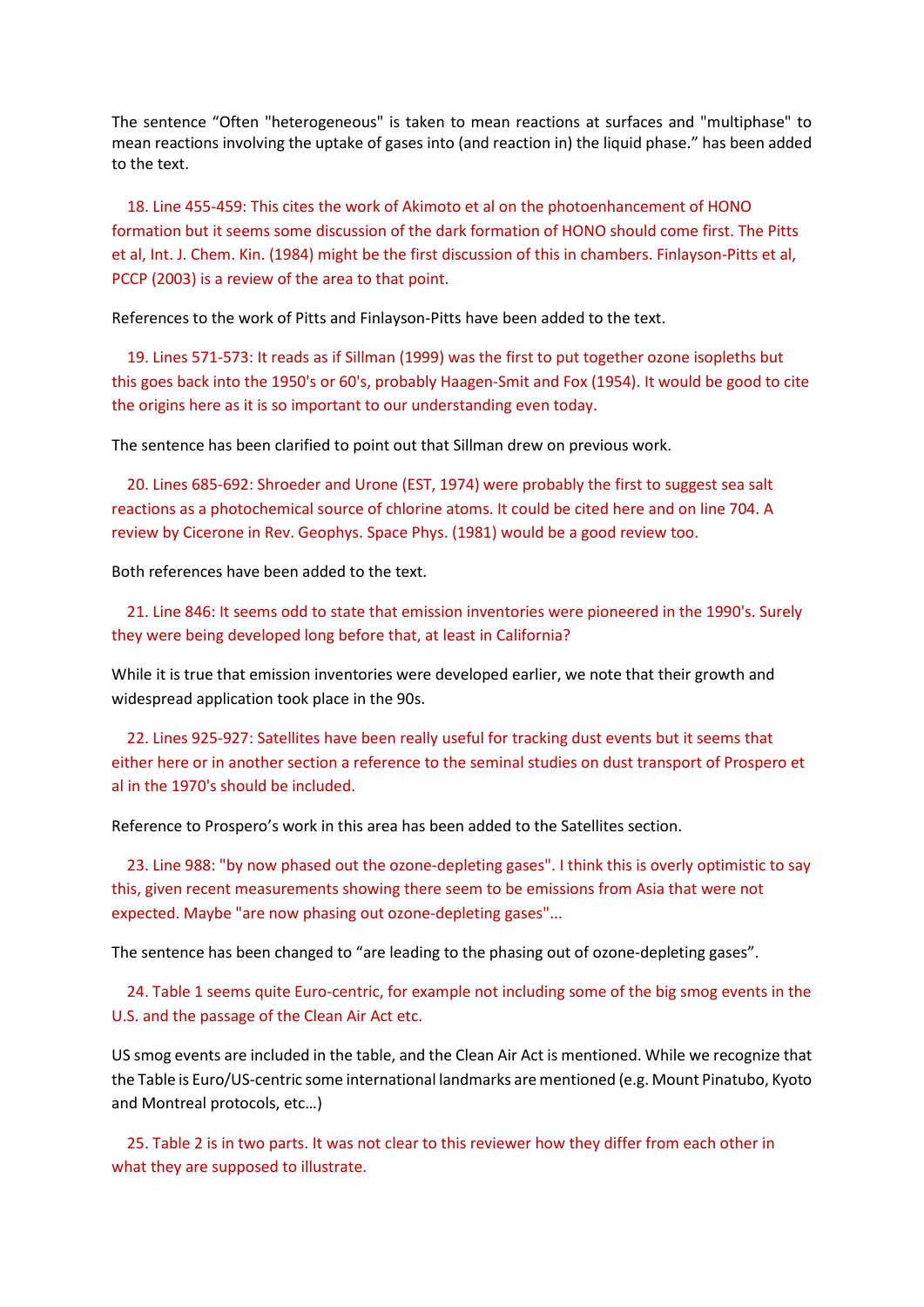The sentence “Often "heterogeneous" is taken to mean reactions at surfaces and "multiphase" to mean reactions involving the uptake of gases into (and reaction in) the liquid phase.” has been added to the text.

18. Line 455-459: This cites the work of Akimoto et al on the photoenhancement of HONO formation but it seems some discussion of the dark formation of HONO should come first. The Pitts et al, Int. J. Chem. Kin. (1984) might be the first discussion of this in chambers. Finlayson-Pitts et al, PCCP (2003) is a review of the area to that point.

References to the work of Pitts and Finlayson-Pitts have been added to the text.

19. Lines 571-573: It reads as if Sillman (1999) was the first to put together ozone isopleths but this goes back into the 1950's or 60's, probably Haagen-Smit and Fox (1954). It would be good to cite the origins here as it is so important to our understanding even today.

The sentence has been clarified to point out that Sillman drew on previous work.

20. Lines 685-692: Shroeder and Urone (EST, 1974) were probably the first to suggest sea salt reactions as a photochemical source of chlorine atoms. It could be cited here and on line 704. A review by Cicerone in Rev. Geophys. Space Phys. (1981) would be a good review too.

Both references have been added to the text.

21. Line 846: It seems odd to state that emission inventories were pioneered in the 1990's. Surely they were being developed long before that, at least in California?

While it is true that emission inventories were developed earlier, we note that their growth and widespread application took place in the 90s.

22. Lines 925-927: Satellites have been really useful for tracking dust events but it seems that either here or in another section a reference to the seminal studies on dust transport of Prospero et al in the 1970's should be included.

Reference to Prospero’s work in this area has been added to the Satellites section.

23. Line 988: "by now phased out the ozone-depleting gases". I think this is overly optimistic to say this, given recent measurements showing there seem to be emissions from Asia that were not expected. Maybe "are now phasing out ozone-depleting gases"...

The sentence has been changed to “are leading to the phasing out of ozone-depleting gases”.

24. Table 1 seems quite Euro-centric, for example not including some of the big smog events in the U.S. and the passage of the Clean Air Act etc.

US smog events are included in the table, and the Clean Air Act is mentioned. While we recognize that the Table is Euro/US-centric some international landmarks are mentioned (e.g. Mount Pinatubo, Kyoto and Montreal protocols, etc…)

25. Table 2 is in two parts. It was not clear to this reviewer how they differ from each other in what they are supposed to illustrate.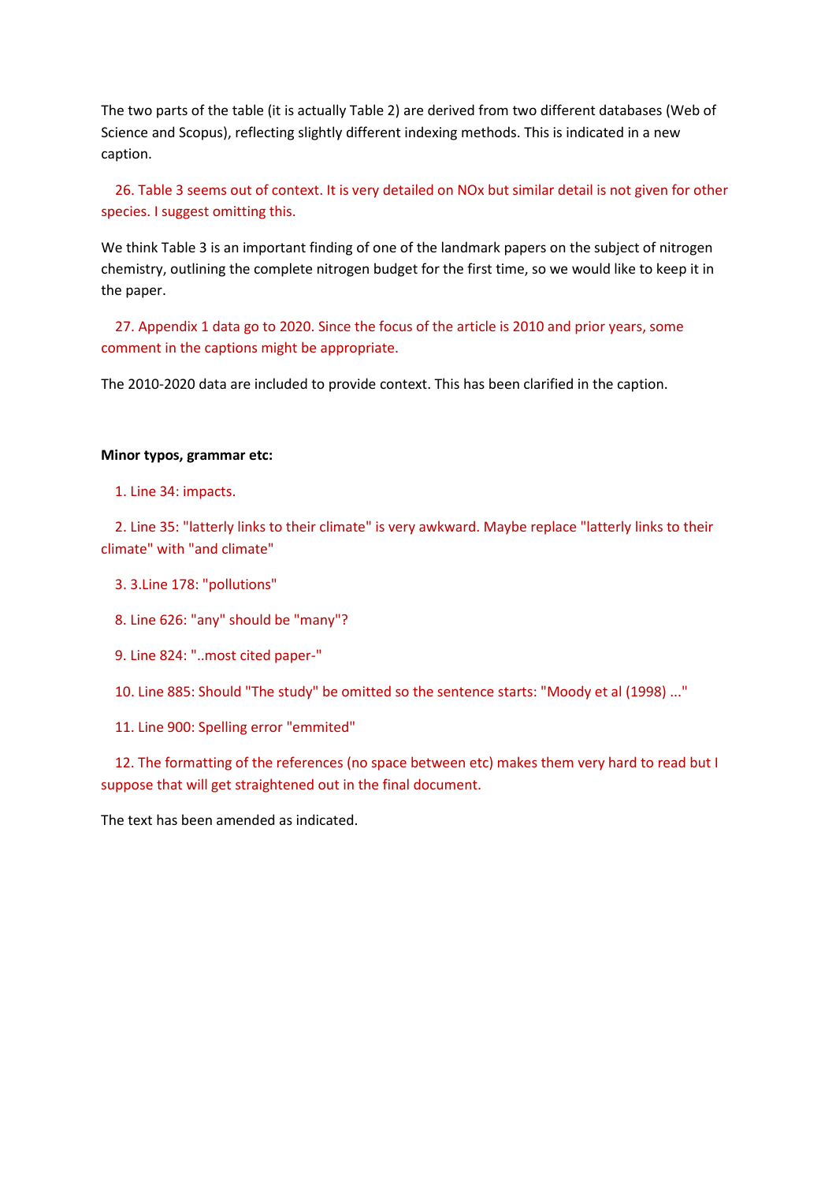The two parts of the table (it is actually Table 2) are derived from two different databases (Web of Science and Scopus), reflecting slightly different indexing methods. This is indicated in a new caption.

26. Table 3 seems out of context. It is very detailed on NOx but similar detail is not given for other species. I suggest omitting this.

We think Table 3 is an important finding of one of the landmark papers on the subject of nitrogen chemistry, outlining the complete nitrogen budget for the first time, so we would like to keep it in the paper.

27. Appendix 1 data go to 2020. Since the focus of the article is 2010 and prior years, some comment in the captions might be appropriate.

The 2010-2020 data are included to provide context. This has been clarified in the caption.

**Minor typos, grammar etc:**

1. Line 34: impacts.

2. Line 35: "latterly links to their climate" is very awkward. Maybe replace "latterly links to their climate" with "and climate"

3. 3.Line 178: "pollutions"

8. Line 626: "any" should be "many"?

9. Line 824: "..most cited paper-"

10. Line 885: Should "The study" be omitted so the sentence starts: "Moody et al (1998) ..."

11. Line 900: Spelling error "emmited"

12. The formatting of the references (no space between etc) makes them very hard to read but I suppose that will get straightened out in the final document.

The text has been amended as indicated.